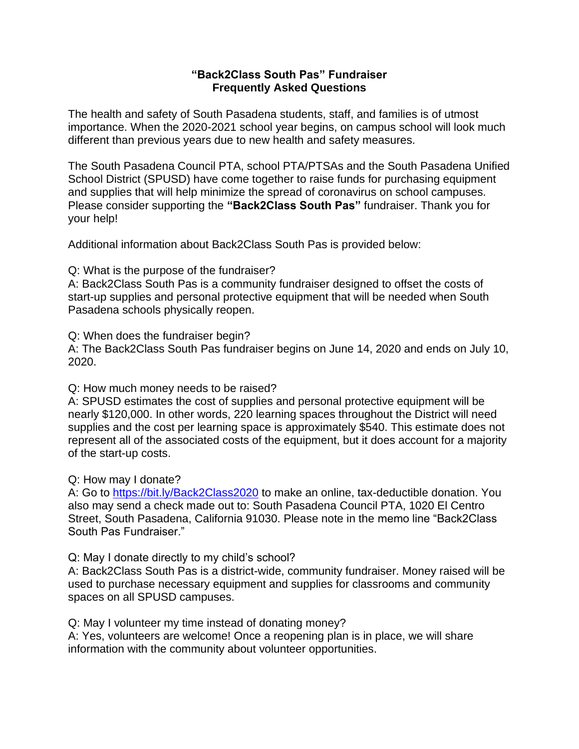# "Back2Class South Pas" Fundraiser
# Frequently Asked Questions

The health and safety of South Pasadena students, staff, and families is of utmost importance. When the 2020-2021 school year begins, on campus school will look much different than previous years due to new health and safety measures.

The South Pasadena Council PTA, school PTA/PTSAs and the South Pasadena Unified School District (SPUSD) have come together to raise funds for purchasing equipment and supplies that will help minimize the spread of coronavirus on school campuses. Please consider supporting the **"Back2Class South Pas"** fundraiser. Thank you for your help!

Additional information about Back2Class South Pas is provided below:

Q: What is the purpose of the fundraiser?
A: Back2Class South Pas is a community fundraiser designed to offset the costs of start-up supplies and personal protective equipment that will be needed when South Pasadena schools physically reopen.

Q: When does the fundraiser begin?
A: The Back2Class South Pas fundraiser begins on June 14, 2020 and ends on July 10, 2020.

Q: How much money needs to be raised?
A: SPUSD estimates the cost of supplies and personal protective equipment will be nearly $120,000. In other words, 220 learning spaces throughout the District will need supplies and the cost per learning space is approximately $540. This estimate does not represent all of the associated costs of the equipment, but it does account for a majority of the start-up costs.

Q: How may I donate?
A: Go to [https://bit.ly/Back2Class2020](https://bit.ly/Back2Class2020) to make an online, tax-deductible donation. You also may send a check made out to: South Pasadena Council PTA, 1020 El Centro Street, South Pasadena, California 91030. Please note in the memo line "Back2Class South Pas Fundraiser."

Q: May I donate directly to my child's school?
A: Back2Class South Pas is a district-wide, community fundraiser. Money raised will be used to purchase necessary equipment and supplies for classrooms and community spaces on all SPUSD campuses.

Q: May I volunteer my time instead of donating money?
A: Yes, volunteers are welcome! Once a reopening plan is in place, we will share information with the community about volunteer opportunities.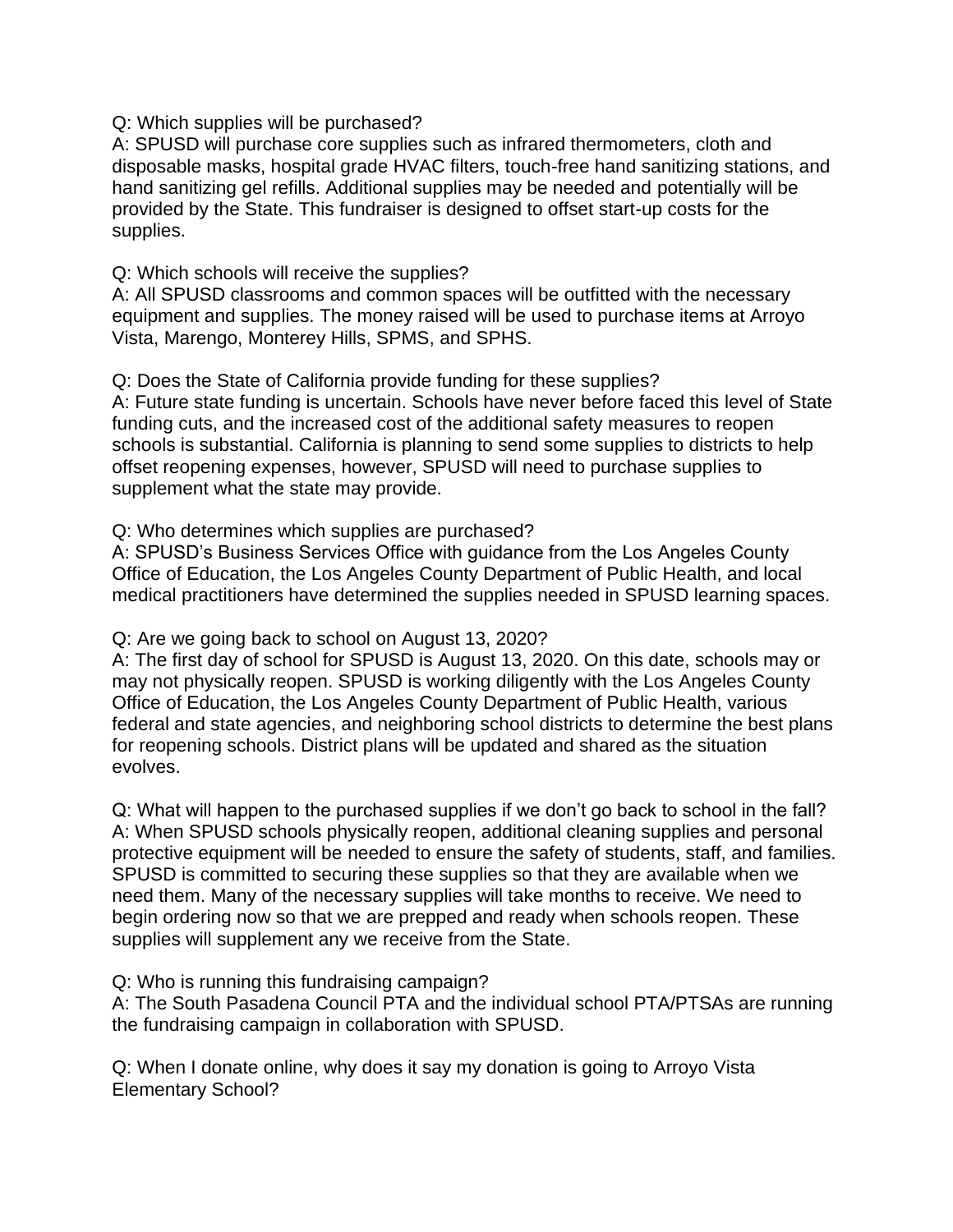Q: Which supplies will be purchased?
A: SPUSD will purchase core supplies such as infrared thermometers, cloth and disposable masks, hospital grade HVAC filters, touch-free hand sanitizing stations, and hand sanitizing gel refills. Additional supplies may be needed and potentially will be provided by the State. This fundraiser is designed to offset start-up costs for the supplies.

Q: Which schools will receive the supplies?
A: All SPUSD classrooms and common spaces will be outfitted with the necessary equipment and supplies. The money raised will be used to purchase items at Arroyo Vista, Marengo, Monterey Hills, SPMS, and SPHS.

Q: Does the State of California provide funding for these supplies?
A: Future state funding is uncertain. Schools have never before faced this level of State funding cuts, and the increased cost of the additional safety measures to reopen schools is substantial. California is planning to send some supplies to districts to help offset reopening expenses, however, SPUSD will need to purchase supplies to supplement what the state may provide.

Q: Who determines which supplies are purchased?
A: SPUSD's Business Services Office with guidance from the Los Angeles County Office of Education, the Los Angeles County Department of Public Health, and local medical practitioners have determined the supplies needed in SPUSD learning spaces.

Q: Are we going back to school on August 13, 2020?
A: The first day of school for SPUSD is August 13, 2020. On this date, schools may or may not physically reopen. SPUSD is working diligently with the Los Angeles County Office of Education, the Los Angeles County Department of Public Health, various federal and state agencies, and neighboring school districts to determine the best plans for reopening schools. District plans will be updated and shared as the situation evolves.

Q: What will happen to the purchased supplies if we don't go back to school in the fall?
A: When SPUSD schools physically reopen, additional cleaning supplies and personal protective equipment will be needed to ensure the safety of students, staff, and families. SPUSD is committed to securing these supplies so that they are available when we need them. Many of the necessary supplies will take months to receive. We need to begin ordering now so that we are prepped and ready when schools reopen. These supplies will supplement any we receive from the State.

Q: Who is running this fundraising campaign?
A: The South Pasadena Council PTA and the individual school PTA/PTSAs are running the fundraising campaign in collaboration with SPUSD.

Q: When I donate online, why does it say my donation is going to Arroyo Vista Elementary School?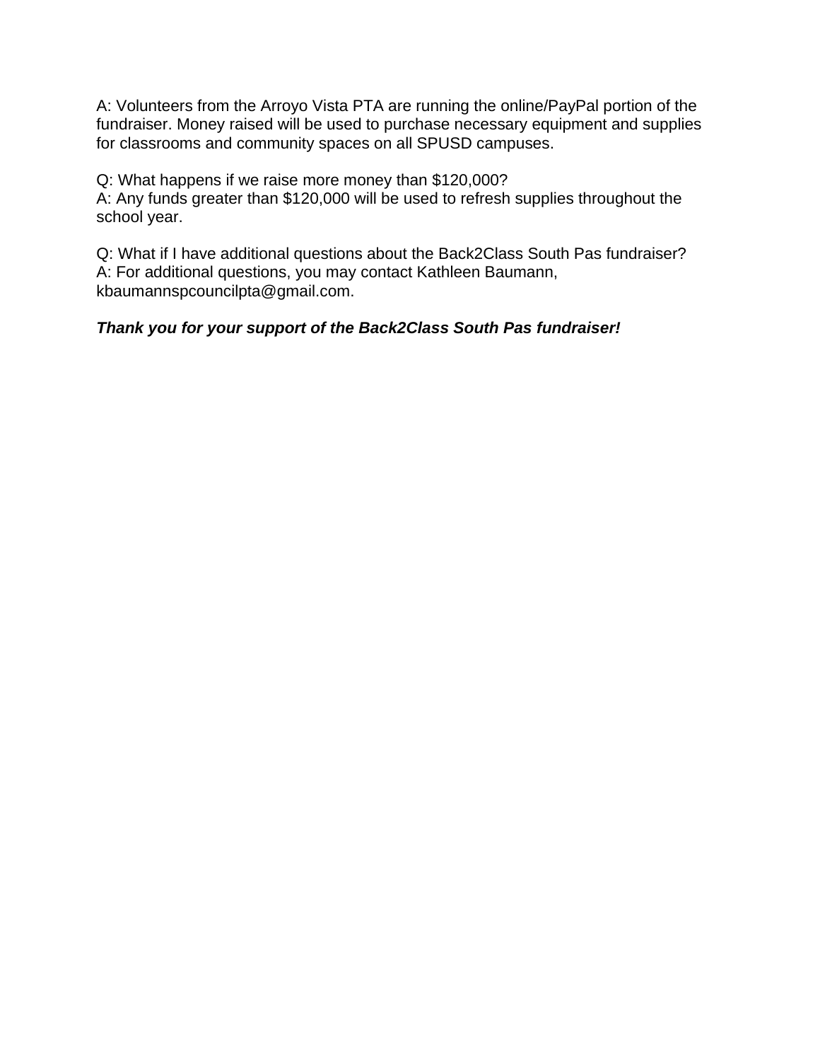A: Volunteers from the Arroyo Vista PTA are running the online/PayPal portion of the fundraiser. Money raised will be used to purchase necessary equipment and supplies for classrooms and community spaces on all SPUSD campuses.

Q: What happens if we raise more money than $120,000?
A: Any funds greater than $120,000 will be used to refresh supplies throughout the school year.

Q: What if I have additional questions about the Back2Class South Pas fundraiser?
A: For additional questions, you may contact Kathleen Baumann, kbaumannspcouncilpta@gmail.com.

***Thank you for your support of the Back2Class South Pas fundraiser!***